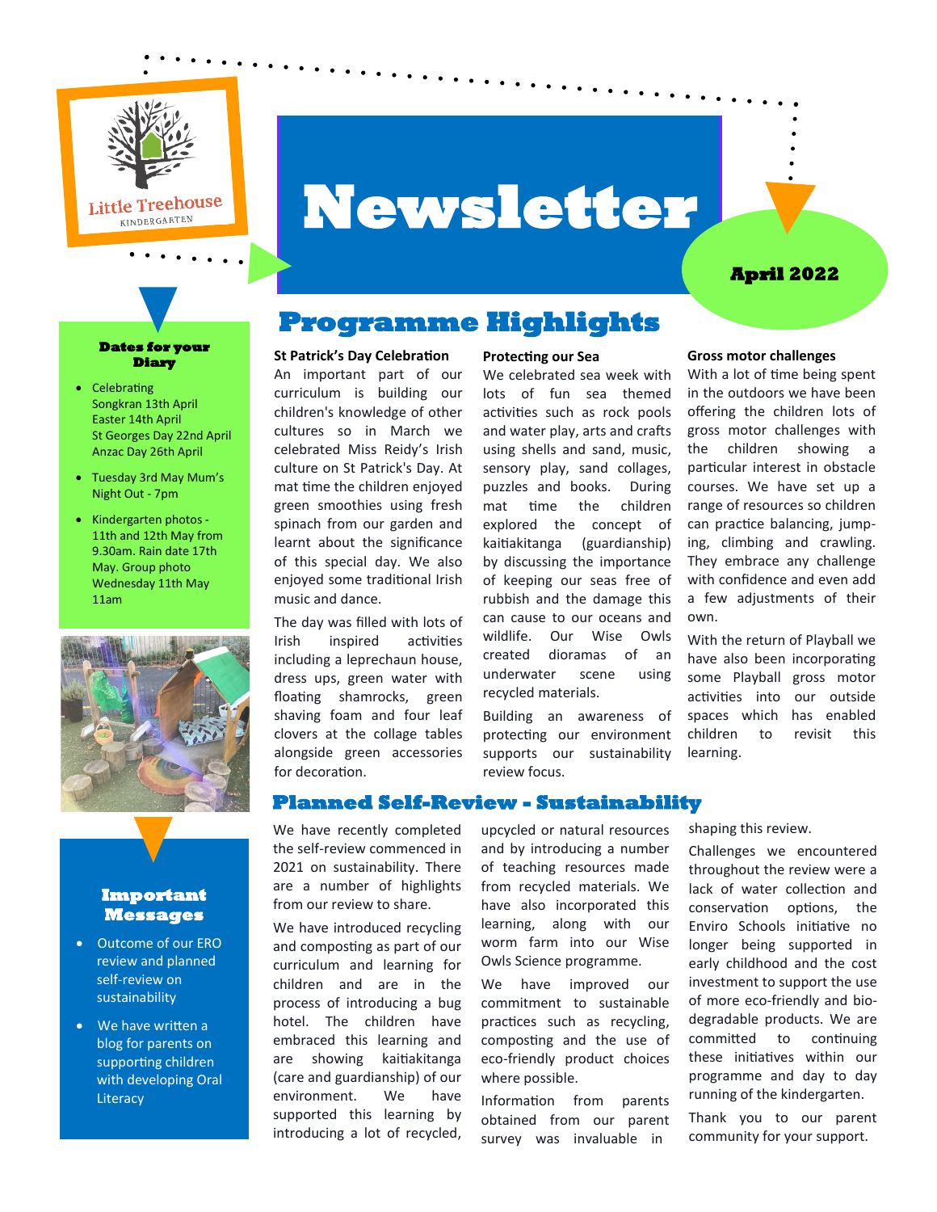Little Treehouse KINDERGARTEN

# Newsletter

**April 2022**

## Dates for your Diary

- Celebrating Songkran 13th April Easter 14th April St Georges Day 22nd April Anzac Day 26th April
- Tuesday 3rd May Mum's Night Out - 7pm
- Kindergarten photos - 11th and 12th May from 9.30am. Rain date 17th May. Group photo Wednesday 11th May 11am

## Important Messages

- Outcome of our ERO review and planned self-review on sustainability
- We have written a blog for parents on supporting children with developing Oral Literacy

## Programme Highlights

### St Patrick's Day Celebration

An important part of our curriculum is building our children's knowledge of other cultures so in March we celebrated Miss Reidy's Irish culture on St Patrick's Day. At mat time the children enjoyed green smoothies using fresh spinach from our garden and learnt about the significance of this special day. We also enjoyed some traditional Irish music and dance.

The day was filled with lots of Irish inspired activities including a leprechaun house, dress ups, green water with floating shamrocks, green shaving foam and four leaf clovers at the collage tables alongside green accessories for decoration.

### Protecting our Sea

We celebrated sea week with lots of fun sea themed activities such as rock pools and water play, arts and crafts using shells and sand, music, sensory play, sand collages, puzzles and books. During mat time the children explored the concept of kaitiakitanga (guardianship) by discussing the importance of keeping our seas free of rubbish and the damage this can cause to our oceans and wildlife. Our Wise Owls created dioramas of an underwater scene using recycled materials.

Building an awareness of protecting our environment supports our sustainability review focus.

### Gross motor challenges

With a lot of time being spent in the outdoors we have been offering the children lots of gross motor challenges with the children showing a particular interest in obstacle courses. We have set up a range of resources so children can practice balancing, jumping, climbing and crawling. They embrace any challenge with confidence and even add a few adjustments of their own.

With the return of Playball we have also been incorporating some Playball gross motor activities into our outside spaces which has enabled children to revisit this learning.

## Planned Self-Review - Sustainability

We have recently completed the self-review commenced in 2021 on sustainability. There are a number of highlights from our review to share.

We have introduced recycling and composting as part of our curriculum and learning for children and are in the process of introducing a bug hotel. The children have embraced this learning and are showing kaitiakitanga (care and guardianship) of our environment. We have supported this learning by introducing a lot of recycled, upcycled or natural resources and by introducing a number of teaching resources made from recycled materials. We have also incorporated this learning, along with our worm farm into our Wise Owls Science programme.

We have improved our commitment to sustainable practices such as recycling, composting and the use of eco-friendly product choices where possible.

Information from parents obtained from our parent survey was invaluable in shaping this review.

Challenges we encountered throughout the review were a lack of water collection and conservation options, the Enviro Schools initiative no longer being supported in early childhood and the cost investment to support the use of more eco-friendly and bio-degradable products. We are committed to continuing these initiatives within our programme and day to day running of the kindergarten.

Thank you to our parent community for your support.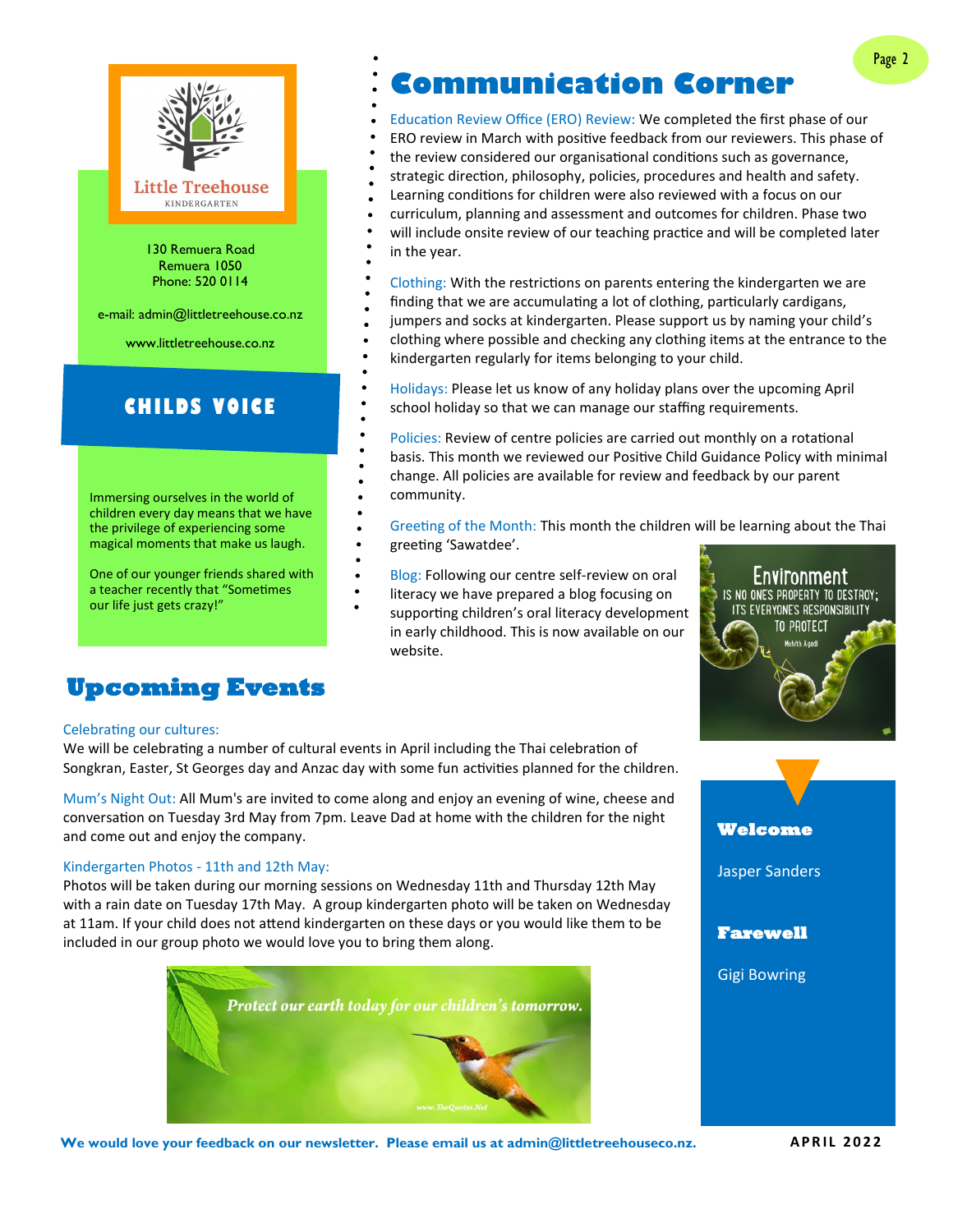Little Treehouse

KINDERGARTEN

130 Remuera Road
Remuera 1050
Phone: 520 0114

e-mail: admin@littletreehouse.co.nz

www.littletreehouse.co.nz

## CHILDS VOICE

Immersing ourselves in the world of children every day means that we have the privilege of experiencing some magical moments that make us laugh.

One of our younger friends shared with a teacher recently that "Sometimes our life just gets crazy!"

# Communication Corner

Education Review Office (ERO) Review: We completed the first phase of our ERO review in March with positive feedback from our reviewers. This phase of the review considered our organisational conditions such as governance, strategic direction, philosophy, policies, procedures and health and safety. Learning conditions for children were also reviewed with a focus on our curriculum, planning and assessment and outcomes for children. Phase two will include onsite review of our teaching practice and will be completed later in the year.

Clothing: With the restrictions on parents entering the kindergarten we are finding that we are accumulating a lot of clothing, particularly cardigans, jumpers and socks at kindergarten. Please support us by naming your child's clothing where possible and checking any clothing items at the entrance to the kindergarten regularly for items belonging to your child.

Holidays: Please let us know of any holiday plans over the upcoming April school holiday so that we can manage our staffing requirements.

Policies: Review of centre policies are carried out monthly on a rotational basis. This month we reviewed our Positive Child Guidance Policy with minimal change. All policies are available for review and feedback by our parent community.

Greeting of the Month: This month the children will be learning about the Thai greeting 'Sawatdee'.

Blog: Following our centre self-review on oral literacy we have prepared a blog focusing on supporting children's oral literacy development in early childhood. This is now available on our website.

Environment IS NO ONES PROPERTY TO DESTROY; ITS EVERYONES RESPONSIBILITY TO PROTECT
Mohith Agadi

# Upcoming Events

Celebrating our cultures:
We will be celebrating a number of cultural events in April including the Thai celebration of Songkran, Easter, St Georges day and Anzac day with some fun activities planned for the children.

Mum's Night Out: All Mum's are invited to come along and enjoy an evening of wine, cheese and conversation on Tuesday 3rd May from 7pm. Leave Dad at home with the children for the night and come out and enjoy the company.

Kindergarten Photos - 11th and 12th May:
Photos will be taken during our morning sessions on Wednesday 11th and Thursday 12th May with a rain date on Tuesday 17th May. A group kindergarten photo will be taken on Wednesday at 11am. If your child does not attend kindergarten on these days or you would like them to be included in our group photo we would love you to bring them along.

*Protect our earth today for our children's tomorrow.*

www.TheQuotes.Net

### Welcome

Jasper Sanders

### Farewell

Gigi Bowring

**We would love your feedback on our newsletter. Please email us at admin@littletreehouseco.nz.**

APRIL 2022